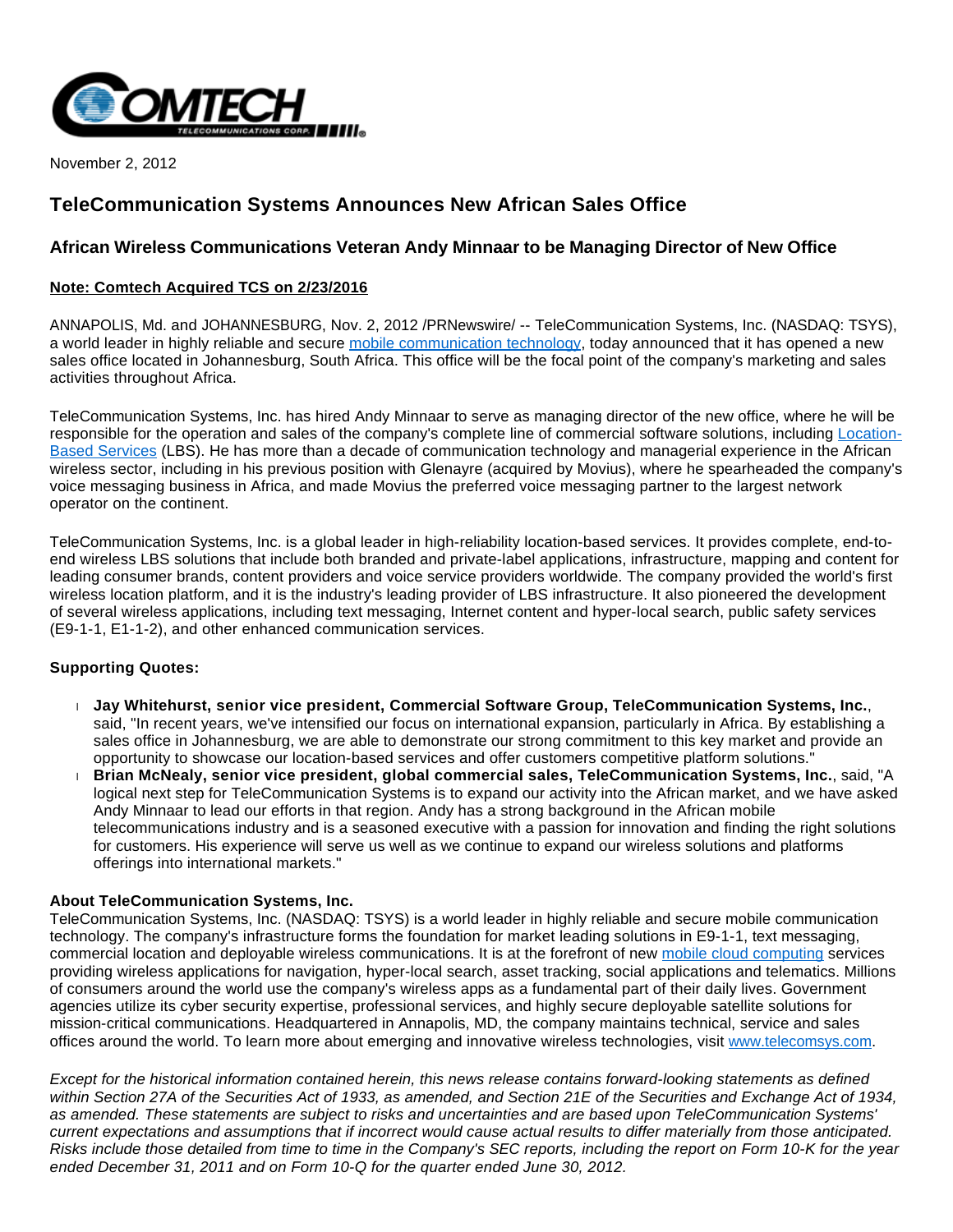November 2, 2012

# TeleCommunication Systems Announces New African Sales Office

## African Wireless Communications Veteran Andy Minnaar to be Managing Director of New Office

**Note: Comtech Acquired TCS on 2/23/2016**

ANNAPOLIS, Md. and JOHANNESBURG, Nov. 2, 2012 /PRNewswire/ -- TeleCommunication Systems, Inc. (NASDAQ: TSYS), a world leader in highly reliable and secure mobile communication technology, today announced that it has opened a new sales office located in Johannesburg, South Africa. This office will be the focal point of the company's marketing and sales activities throughout Africa.

TeleCommunication Systems, Inc. has hired Andy Minnaar to serve as managing director of the new office, where he will be responsible for the operation and sales of the company's complete line of commercial software solutions, including Location-Based Services (LBS). He has more than a decade of communication technology and managerial experience in the African wireless sector, including in his previous position with Glenayre (acquired by Movius), where he spearheaded the company's voice messaging business in Africa, and made Movius the preferred voice messaging partner to the largest network operator on the continent.

TeleCommunication Systems, Inc. is a global leader in high-reliability location-based services. It provides complete, end-to-end wireless LBS solutions that include both branded and private-label applications, infrastructure, mapping and content for leading consumer brands, content providers and voice service providers worldwide. The company provided the world's first wireless location platform, and it is the industry's leading provider of LBS infrastructure. It also pioneered the development of several wireless applications, including text messaging, Internet content and hyper-local search, public safety services (E9-1-1, E1-1-2), and other enhanced communication services.

**Supporting Quotes:**

- **Jay Whitehurst, senior vice president, Commercial Software Group, TeleCommunication Systems, Inc.**, said, "In recent years, we've intensified our focus on international expansion, particularly in Africa. By establishing a sales office in Johannesburg, we are able to demonstrate our strong commitment to this key market and provide an opportunity to showcase our location-based services and offer customers competitive platform solutions."
- **Brian McNealy, senior vice president, global commercial sales, TeleCommunication Systems, Inc.**, said, "A logical next step for TeleCommunication Systems is to expand our activity into the African market, and we have asked Andy Minnaar to lead our efforts in that region. Andy has a strong background in the African mobile telecommunications industry and is a seasoned executive with a passion for innovation and finding the right solutions for customers. His experience will serve us well as we continue to expand our wireless solutions and platforms offerings into international markets."

**About TeleCommunication Systems, Inc.**

TeleCommunication Systems, Inc. (NASDAQ: TSYS) is a world leader in highly reliable and secure mobile communication technology. The company's infrastructure forms the foundation for market leading solutions in E9-1-1, text messaging, commercial location and deployable wireless communications. It is at the forefront of new mobile cloud computing services providing wireless applications for navigation, hyper-local search, asset tracking, social applications and telematics. Millions of consumers around the world use the company's wireless apps as a fundamental part of their daily lives. Government agencies utilize its cyber security expertise, professional services, and highly secure deployable satellite solutions for mission-critical communications. Headquartered in Annapolis, MD, the company maintains technical, service and sales offices around the world. To learn more about emerging and innovative wireless technologies, visit www.telecomsys.com.

*Except for the historical information contained herein, this news release contains forward-looking statements as defined within Section 27A of the Securities Act of 1933, as amended, and Section 21E of the Securities and Exchange Act of 1934, as amended. These statements are subject to risks and uncertainties and are based upon TeleCommunication Systems' current expectations and assumptions that if incorrect would cause actual results to differ materially from those anticipated. Risks include those detailed from time to time in the Company's SEC reports, including the report on Form 10-K for the year ended December 31, 2011 and on Form 10-Q for the quarter ended June 30, 2012.*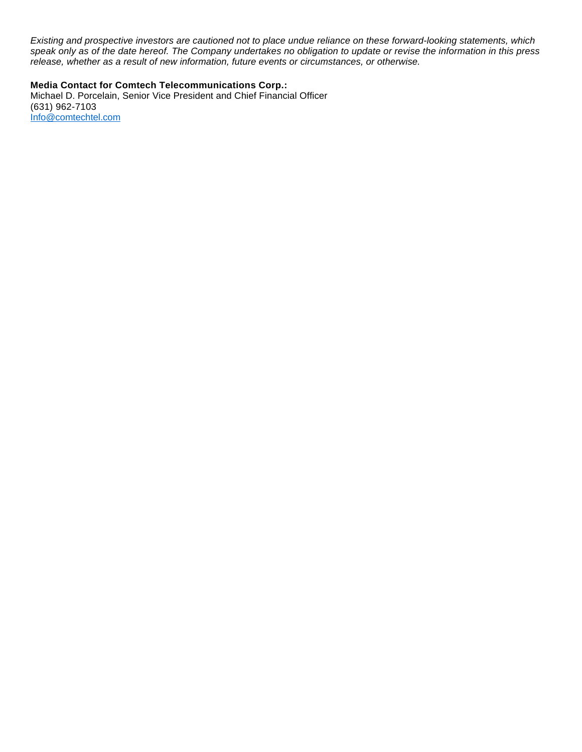*Existing and prospective investors are cautioned not to place undue reliance on these forward-looking statements, which speak only as of the date hereof. The Company undertakes no obligation to update or revise the information in this press release, whether as a result of new information, future events or circumstances, or otherwise.*

**Media Contact for Comtech Telecommunications Corp.:**
Michael D. Porcelain, Senior Vice President and Chief Financial Officer
(631) 962-7103
[Info@comtechtel.com](mailto:Info@comtechtel.com)